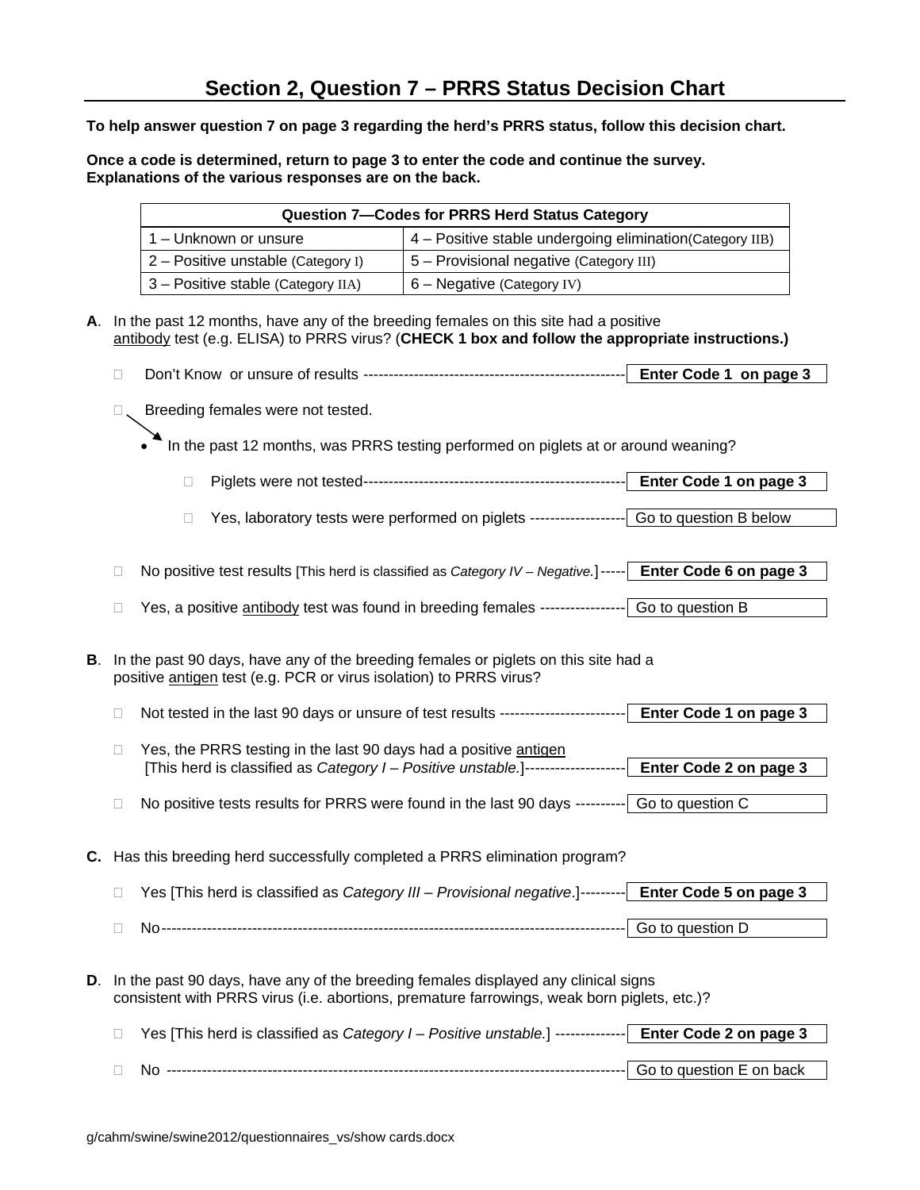# Section 2, Question 7 – PRRS Status Decision Chart

**To help answer question 7 on page 3 regarding the herd's PRRS status, follow this decision chart.**

**Once a code is determined, return to page 3 to enter the code and continue the survey. Explanations of the various responses are on the back.**

| Question 7—Codes for PRRS Herd Status Category | |
|---|---|
| 1 – Unknown or unsure | 4 – Positive stable undergoing elimination (Category IIB) |
| 2 – Positive unstable (Category I) | 5 – Provisional negative (Category III) |
| 3 – Positive stable (Category IIA) | 6 – Negative (Category IV) |

**A**. In the past 12 months, have any of the breeding females on this site had a positive antibody test (e.g. ELISA) to PRRS virus? (**CHECK 1 box and follow the appropriate instructions.)**

- ☐ Don't Know or unsure of results ---------------------------------------------------- **Enter Code 1 on page 3**
- ☐ Breeding females were not tested.
  - In the past 12 months, was PRRS testing performed on piglets at or around weaning?
    - ☐ Piglets were not tested---------------------------------------------------- **Enter Code 1 on page 3**
    - ☐ Yes, laboratory tests were performed on piglets ------------------- Go to question B below
- ☐ No positive test results [This herd is classified as *Category IV – Negative.*] ----- **Enter Code 6 on page 3**
- ☐ Yes, a positive antibody test was found in breeding females ----------------- Go to question B

**B**. In the past 90 days, have any of the breeding females or piglets on this site had a positive antigen test (e.g. PCR or virus isolation) to PRRS virus?

- ☐ Not tested in the last 90 days or unsure of test results ------------------------ **Enter Code 1 on page 3**
- ☐ Yes, the PRRS testing in the last 90 days had a positive antigen [This herd is classified as *Category I – Positive unstable.*]-------------------- **Enter Code 2 on page 3**
- ☐ No positive tests results for PRRS were found in the last 90 days ---------- Go to question C

**C.** Has this breeding herd successfully completed a PRRS elimination program?

- ☐ Yes [This herd is classified as *Category III – Provisional negative*.]--------- **Enter Code 5 on page 3**
- ☐ No------------------------------------------------------------------------------------------ Go to question D

**D**. In the past 90 days, have any of the breeding females displayed any clinical signs consistent with PRRS virus (i.e. abortions, premature farrowings, weak born piglets, etc.)?

- ☐ Yes [This herd is classified as *Category I – Positive unstable.*] -------------- **Enter Code 2 on page 3**
- ☐ No ------------------------------------------------------------------------------------------ Go to question E on back

g/cahm/swine/swine2012/questionnaires_vs/show cards.docx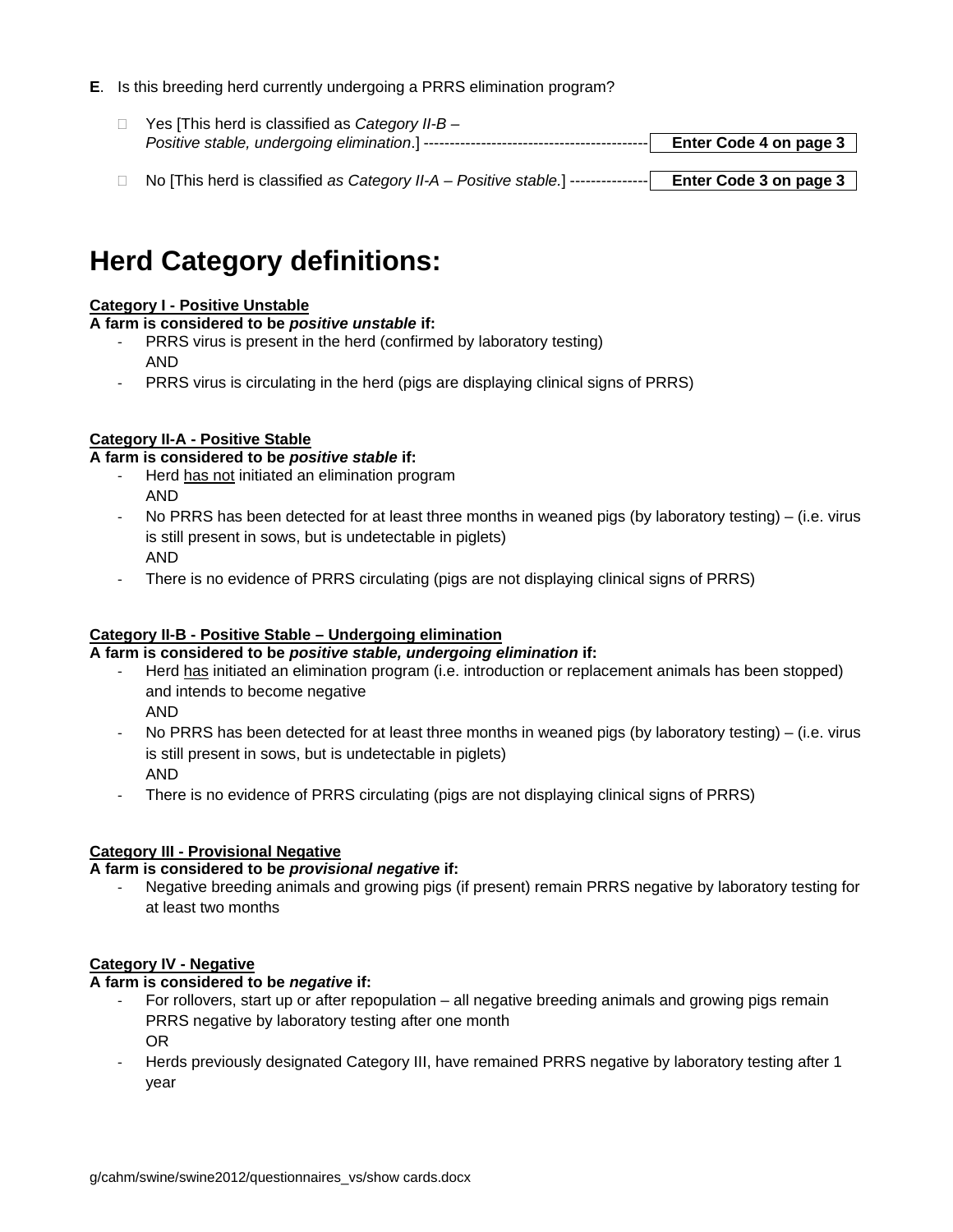**E**. Is this breeding herd currently undergoing a PRRS elimination program?

- ☐ Yes [This herd is classified as *Category II-B – Positive stable, undergoing elimination*.] ------------------------------------------- **Enter Code 4 on page 3**
- ☐ No [This herd is classified *as Category II-A – Positive stable*.] --------------- **Enter Code 3 on page 3**

# Herd Category definitions:

**Category I - Positive Unstable**
**A farm is considered to be *positive unstable* if:**

- PRRS virus is present in the herd (confirmed by laboratory testing)
  AND
- PRRS virus is circulating in the herd (pigs are displaying clinical signs of PRRS)

**Category II-A - Positive Stable**
**A farm is considered to be *positive stable* if:**

- Herd has not initiated an elimination program
  AND
- No PRRS has been detected for at least three months in weaned pigs (by laboratory testing) – (i.e. virus is still present in sows, but is undetectable in piglets)
  AND
- There is no evidence of PRRS circulating (pigs are not displaying clinical signs of PRRS)

**Category II-B - Positive Stable – Undergoing elimination**
**A farm is considered to be *positive stable, undergoing elimination* if:**

- Herd has initiated an elimination program (i.e. introduction or replacement animals has been stopped) and intends to become negative
  AND
- No PRRS has been detected for at least three months in weaned pigs (by laboratory testing) – (i.e. virus is still present in sows, but is undetectable in piglets)
  AND
- There is no evidence of PRRS circulating (pigs are not displaying clinical signs of PRRS)

**Category III - Provisional Negative**
**A farm is considered to be *provisional negative* if:**

- Negative breeding animals and growing pigs (if present) remain PRRS negative by laboratory testing for at least two months

**Category IV - Negative**
**A farm is considered to be *negative* if:**

- For rollovers, start up or after repopulation – all negative breeding animals and growing pigs remain PRRS negative by laboratory testing after one month
  OR
- Herds previously designated Category III, have remained PRRS negative by laboratory testing after 1 year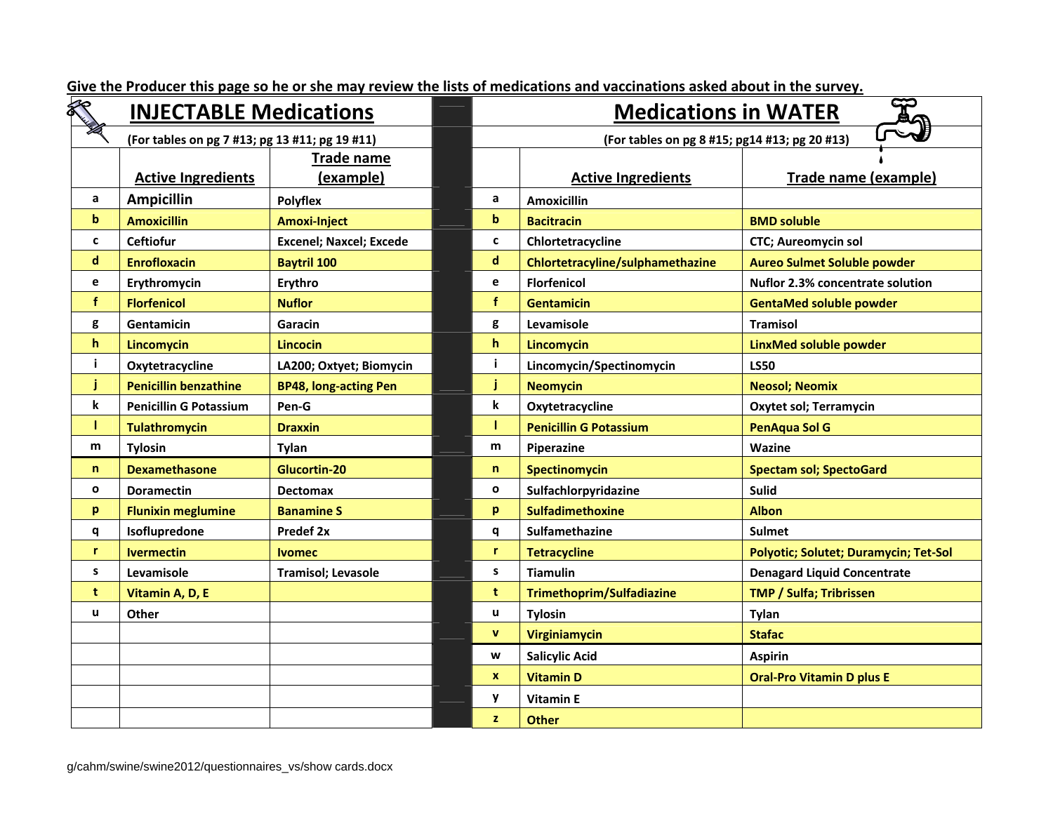**Give the Producer this page so he or she may review the lists of medications and vaccinations asked about in the survey.**

## INJECTABLE Medications

(For tables on pg 7 #13; pg 13 #11; pg 19 #11)

| | Active Ingredients | Trade name (example) |
|---|---|---|
| a | Ampicillin | Polyflex |
| b | Amoxicillin | Amoxi-Inject |
| c | Ceftiofur | Excenel; Naxcel; Excede |
| d | Enrofloxacin | Baytril 100 |
| e | Erythromycin | Erythro |
| f | Florfenicol | Nuflor |
| g | Gentamicin | Garacin |
| h | Lincomycin | Lincocin |
| i | Oxytetracycline | LA200; Oxtyet; Biomycin |
| j | Penicillin benzathine | BP48, long-acting Pen |
| k | Penicillin G Potassium | Pen-G |
| l | Tulathromycin | Draxxin |
| m | Tylosin | Tylan |
| n | Dexamethasone | Glucortin-20 |
| o | Doramectin | Dectomax |
| p | Flunixin meglumine | Banamine S |
| q | Isoflupredone | Predef 2x |
| r | Ivermectin | Ivomec |
| s | Levamisole | Tramisol; Levasole |
| t | Vitamin A, D, E | |
| u | Other | |

## Medications in WATER

(For tables on pg 8 #15; pg14 #13; pg 20 #13)

| | Active Ingredients | Trade name (example) |
|---|---|---|
| a | Amoxicillin | |
| b | Bacitracin | BMD soluble |
| c | Chlortetracycline | CTC; Aureomycin sol |
| d | Chlortetracyline/sulphamethazine | Aureo Sulmet Soluble powder |
| e | Florfenicol | Nuflor 2.3% concentrate solution |
| f | Gentamicin | GentaMed soluble powder |
| g | Levamisole | Tramisol |
| h | Lincomycin | LinxMed soluble powder |
| i | Lincomycin/Spectinomycin | LS50 |
| j | Neomycin | Neosol; Neomix |
| k | Oxytetracycline | Oxytet sol; Terramycin |
| l | Penicillin G Potassium | PenAqua Sol G |
| m | Piperazine | Wazine |
| n | Spectinomycin | Spectam sol; SpectoGard |
| o | Sulfachlorpyridazine | Sulid |
| p | Sulfadimethoxine | Albon |
| q | Sulfamethazine | Sulmet |
| r | Tetracycline | Polyotic; Solutet; Duramycin; Tet-Sol |
| s | Tiamulin | Denagard Liquid Concentrate |
| t | Trimethoprim/Sulfadiazine | TMP / Sulfa; Tribrissen |
| u | Tylosin | Tylan |
| v | Virginiamycin | Stafac |
| w | Salicylic Acid | Aspirin |
| x | Vitamin D | Oral-Pro Vitamin D plus E |
| y | Vitamin E | |
| z | Other | |

g/cahm/swine/swine2012/questionnaires_vs/show cards.docx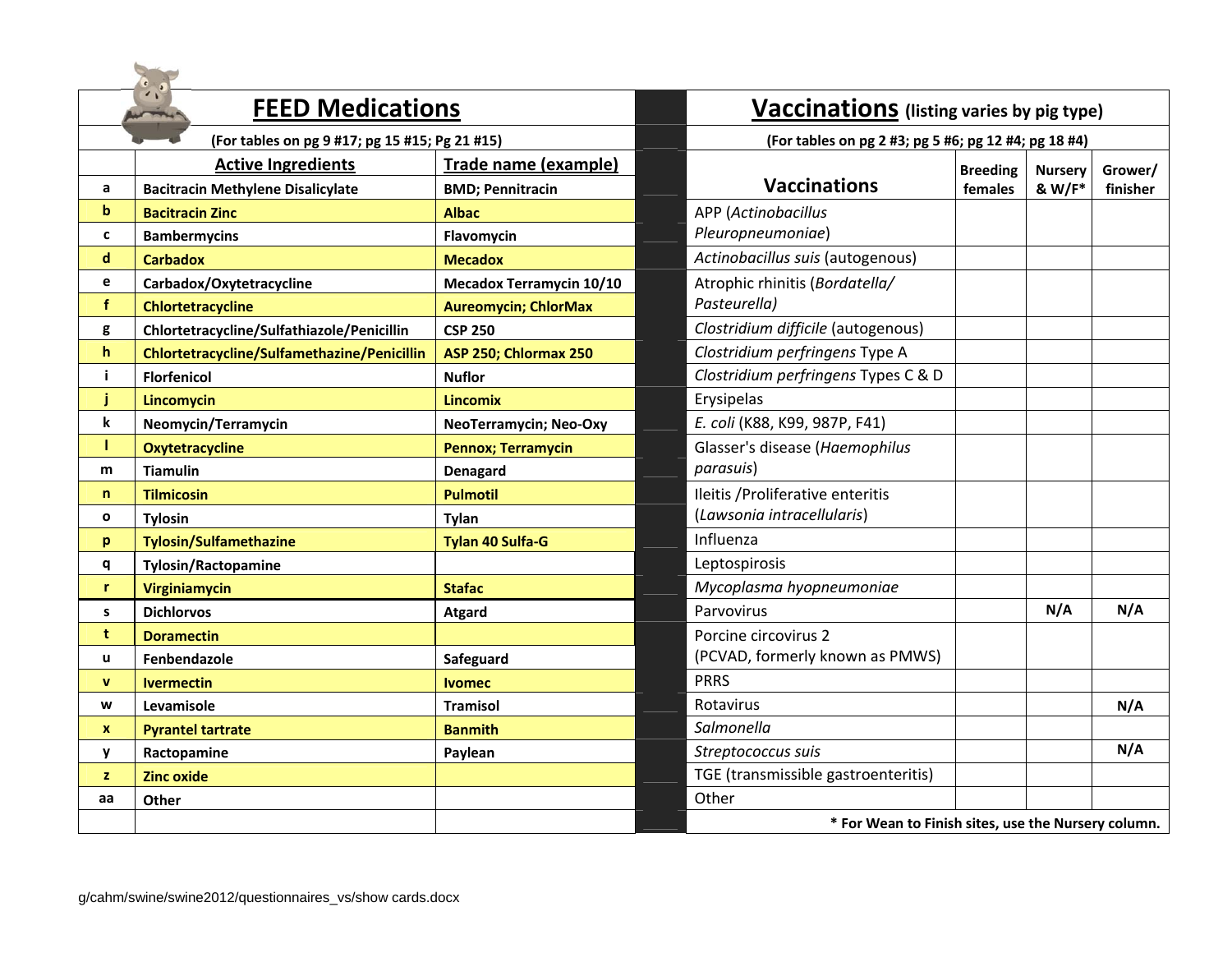## FEED Medications

(For tables on pg 9 #17; pg 15 #15; Pg 21 #15)

| | Active Ingredients | Trade name (example) |
|---|---|---|
| a | Bacitracin Methylene Disalicylate | BMD; Pennitracin |
| b | Bacitracin Zinc | Albac |
| c | Bambermycins | Flavomycin |
| d | Carbadox | Mecadox |
| e | Carbadox/Oxytetracycline | Mecadox Terramycin 10/10 |
| f | Chlortetracycline | Aureomycin; ChlorMax |
| g | Chlortetracycline/Sulfathiazole/Penicillin | CSP 250 |
| h | Chlortetracycline/Sulfamethazine/Penicillin | ASP 250; Chlormax 250 |
| i | Florfenicol | Nuflor |
| j | Lincomycin | Lincomix |
| k | Neomycin/Terramycin | NeoTerramycin; Neo-Oxy |
| l | Oxytetracycline | Pennox; Terramycin |
| m | Tiamulin | Denagard |
| n | Tilmicosin | Pulmotil |
| o | Tylosin | Tylan |
| p | Tylosin/Sulfamethazine | Tylan 40 Sulfa-G |
| q | Tylosin/Ractopamine | |
| r | Virginiamycin | Stafac |
| s | Dichlorvos | Atgard |
| t | Doramectin | |
| u | Fenbendazole | Safeguard |
| v | Ivermectin | Ivomec |
| w | Levamisole | Tramisol |
| x | Pyrantel tartrate | Banmith |
| y | Ractopamine | Paylean |
| z | Zinc oxide | |
| aa | Other | |
| | | |

## Vaccinations (listing varies by pig type)

(For tables on pg 2 #3; pg 5 #6; pg 12 #4; pg 18 #4)

| Vaccinations | Breeding females | Nursery & W/F* | Grower/ finisher |
|---|---|---|---|
| APP (*Actinobacillus Pleuropneumoniae*) | | | |
| *Actinobacillus suis* (autogenous) | | | |
| Atrophic rhinitis (*Bordatella/ Pasteurella)* | | | |
| *Clostridium difficile* (autogenous) | | | |
| *Clostridium perfringens* Type A | | | |
| *Clostridium perfringens* Types C & D | | | |
| Erysipelas | | | |
| *E. coli* (K88, K99, 987P, F41) | | | |
| Glasser's disease (*Haemophilus parasuis*) | | | |
| Ileitis /Proliferative enteritis (*Lawsonia intracellularis*) | | | |
| Influenza | | | |
| Leptospirosis | | | |
| *Mycoplasma hyopneumoniae* | | | |
| Parvovirus | | N/A | N/A |
| Porcine circovirus 2 (PCVAD, formerly known as PMWS) | | | |
| PRRS | | | |
| Rotavirus | | | N/A |
| *Salmonella* | | | |
| *Streptococcus suis* | | | N/A |
| TGE (transmissible gastroenteritis) | | | |
| Other | | | |

\* For Wean to Finish sites, use the Nursery column.

g/cahm/swine/swine2012/questionnaires_vs/show cards.docx